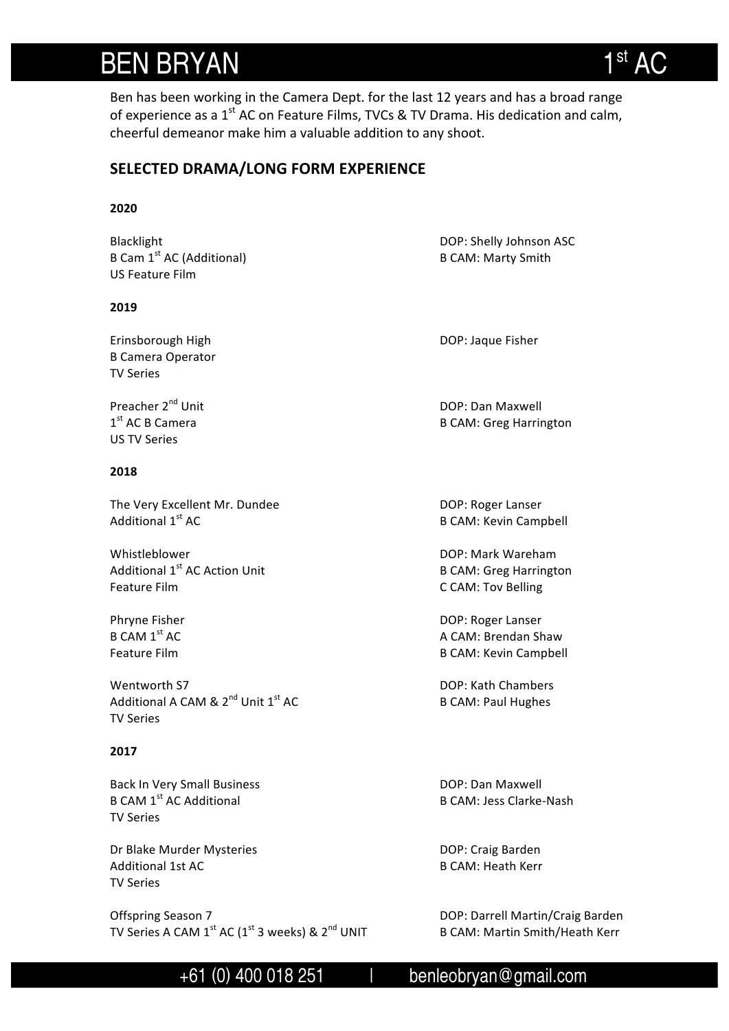# BEN BRYAN 1st AC

Ben has been working in the Camera Dept. for the last 12 years and has a broad range of experience as a 1st AC on Feature Films, TVCs & TV Drama. His dedication and calm, cheerful demeanor make him a valuable addition to any shoot.

## SELECTED DRAMA/LONG FORM EXPERIENCE

**2020**

Blacklight
B Cam 1st AC (Additional)
US Feature Film

DOP: Shelly Johnson ASC
B CAM: Marty Smith

**2019**

Erinsborough High
B Camera Operator
TV Series

DOP: Jaque Fisher

Preacher 2nd Unit
1st AC B Camera
US TV Series

DOP: Dan Maxwell
B CAM: Greg Harrington

**2018**

The Very Excellent Mr. Dundee
Additional 1st AC

DOP: Roger Lanser
B CAM: Kevin Campbell

Whistleblower
Additional 1st AC Action Unit
Feature Film

DOP: Mark Wareham
B CAM: Greg Harrington
C CAM: Tov Belling

Phryne Fisher
B CAM 1st AC
Feature Film

DOP: Roger Lanser
A CAM: Brendan Shaw
B CAM: Kevin Campbell

Wentworth S7
Additional A CAM & 2nd Unit 1st AC
TV Series

DOP: Kath Chambers
B CAM: Paul Hughes

**2017**

Back In Very Small Business
B CAM 1st AC Additional
TV Series

DOP: Dan Maxwell
B CAM: Jess Clarke-Nash

Dr Blake Murder Mysteries
Additional 1st AC
TV Series

DOP: Craig Barden
B CAM: Heath Kerr

Offspring Season 7
TV Series A CAM 1st AC (1st 3 weeks) & 2nd UNIT

DOP: Darrell Martin/Craig Barden
B CAM: Martin Smith/Heath Kerr

+61 (0) 400 018 251 | benleobryan@gmail.com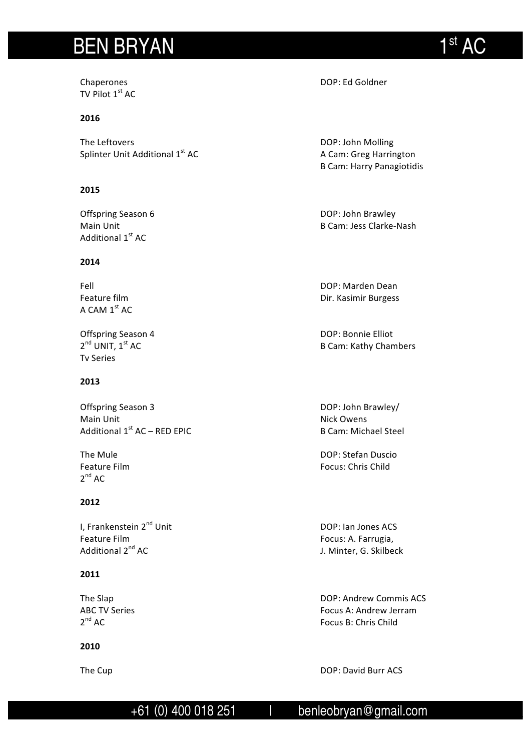# BEN BRYAN — 1st AC

Chaperones
TV Pilot 1st AC
DOP: Ed Goldner

**2016**

The Leftovers
Splinter Unit Additional 1st AC
DOP: John Molling
A Cam: Greg Harrington
B Cam: Harry Panagiotidis

**2015**

Offspring Season 6
Main Unit
Additional 1st AC
DOP: John Brawley
B Cam: Jess Clarke-Nash

**2014**

Fell
Feature film
A CAM 1st AC
DOP: Marden Dean
Dir. Kasimir Burgess

Offspring Season 4
2nd UNIT, 1st AC
Tv Series
DOP: Bonnie Elliot
B Cam: Kathy Chambers

**2013**

Offspring Season 3
Main Unit
Additional 1st AC – RED EPIC
DOP: John Brawley/
Nick Owens
B Cam: Michael Steel

The Mule
Feature Film
2nd AC
DOP: Stefan Duscio
Focus: Chris Child

**2012**

I, Frankenstein 2nd Unit
Feature Film
Additional 2nd AC
DOP: Ian Jones ACS
Focus: A. Farrugia,
J. Minter, G. Skilbeck

**2011**

The Slap
ABC TV Series
2nd AC
DOP: Andrew Commis ACS
Focus A: Andrew Jerram
Focus B: Chris Child

**2010**

The Cup
DOP: David Burr ACS

+61 (0) 400 018 251 | benleobryan@gmail.com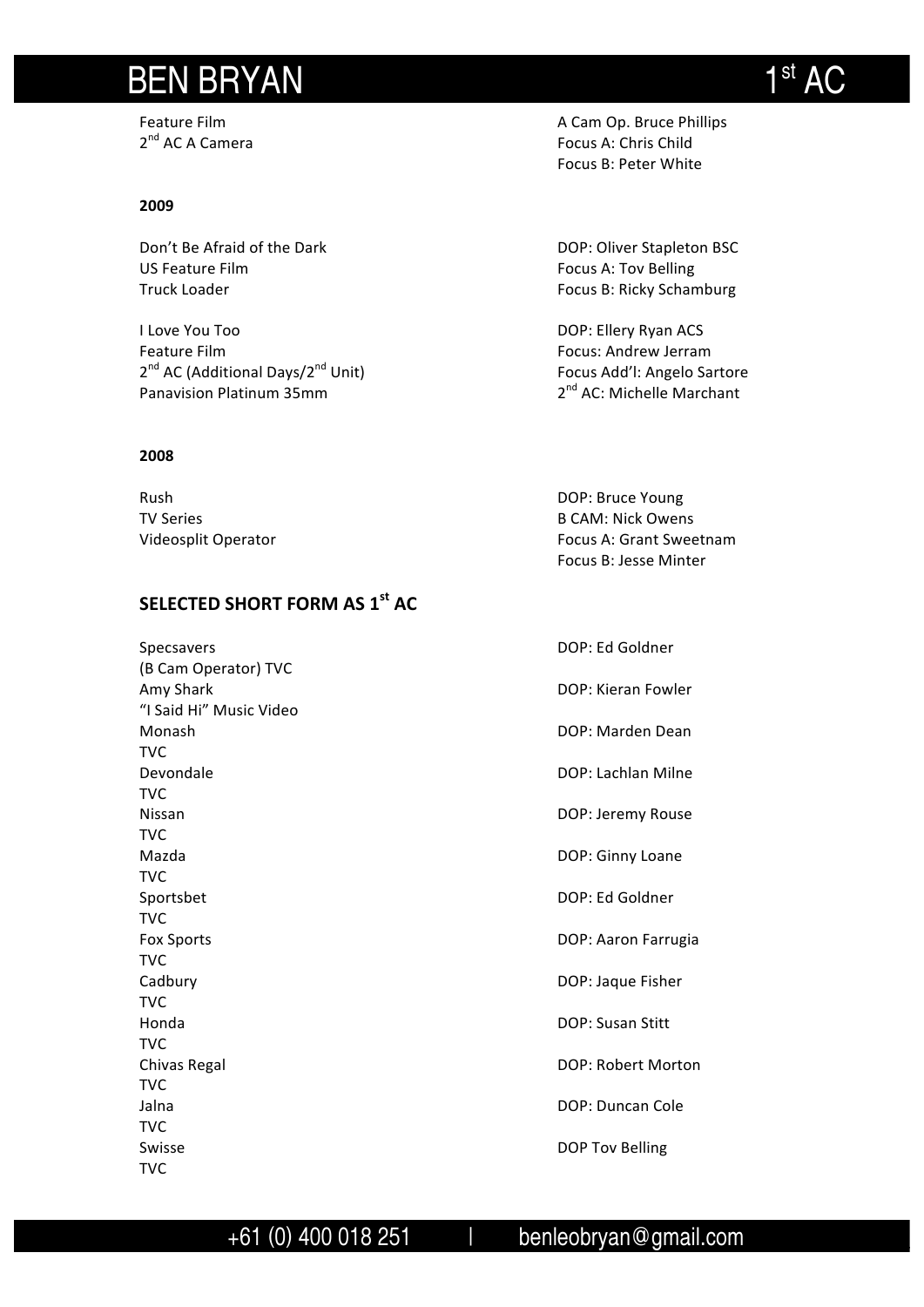Feature Film
2nd AC A Camera

A Cam Op. Bruce Phillips
Focus A: Chris Child
Focus B: Peter White

**2009**

Don't Be Afraid of the Dark
US Feature Film
Truck Loader

DOP: Oliver Stapleton BSC
Focus A: Tov Belling
Focus B: Ricky Schamburg

I Love You Too
Feature Film
2nd AC (Additional Days/2nd Unit)
Panavision Platinum 35mm

DOP: Ellery Ryan ACS
Focus: Andrew Jerram
Focus Add'l: Angelo Sartore
2nd AC: Michelle Marchant

**2008**

Rush
TV Series
Videosplit Operator

DOP: Bruce Young
B CAM: Nick Owens
Focus A: Grant Sweetnam
Focus B: Jesse Minter

## SELECTED SHORT FORM AS 1st AC

| | |
|---|---|
| Specsavers<br>(B Cam Operator) TVC | DOP: Ed Goldner |
| Amy Shark<br>"I Said Hi" Music Video | DOP: Kieran Fowler |
| Monash<br>TVC | DOP: Marden Dean |
| Devondale<br>TVC | DOP: Lachlan Milne |
| Nissan<br>TVC | DOP: Jeremy Rouse |
| Mazda<br>TVC | DOP: Ginny Loane |
| Sportsbet<br>TVC | DOP: Ed Goldner |
| Fox Sports<br>TVC | DOP: Aaron Farrugia |
| Cadbury<br>TVC | DOP: Jaque Fisher |
| Honda<br>TVC | DOP: Susan Stitt |
| Chivas Regal<br>TVC | DOP: Robert Morton |
| Jalna<br>TVC | DOP: Duncan Cole |
| Swisse<br>TVC | DOP Tov Belling |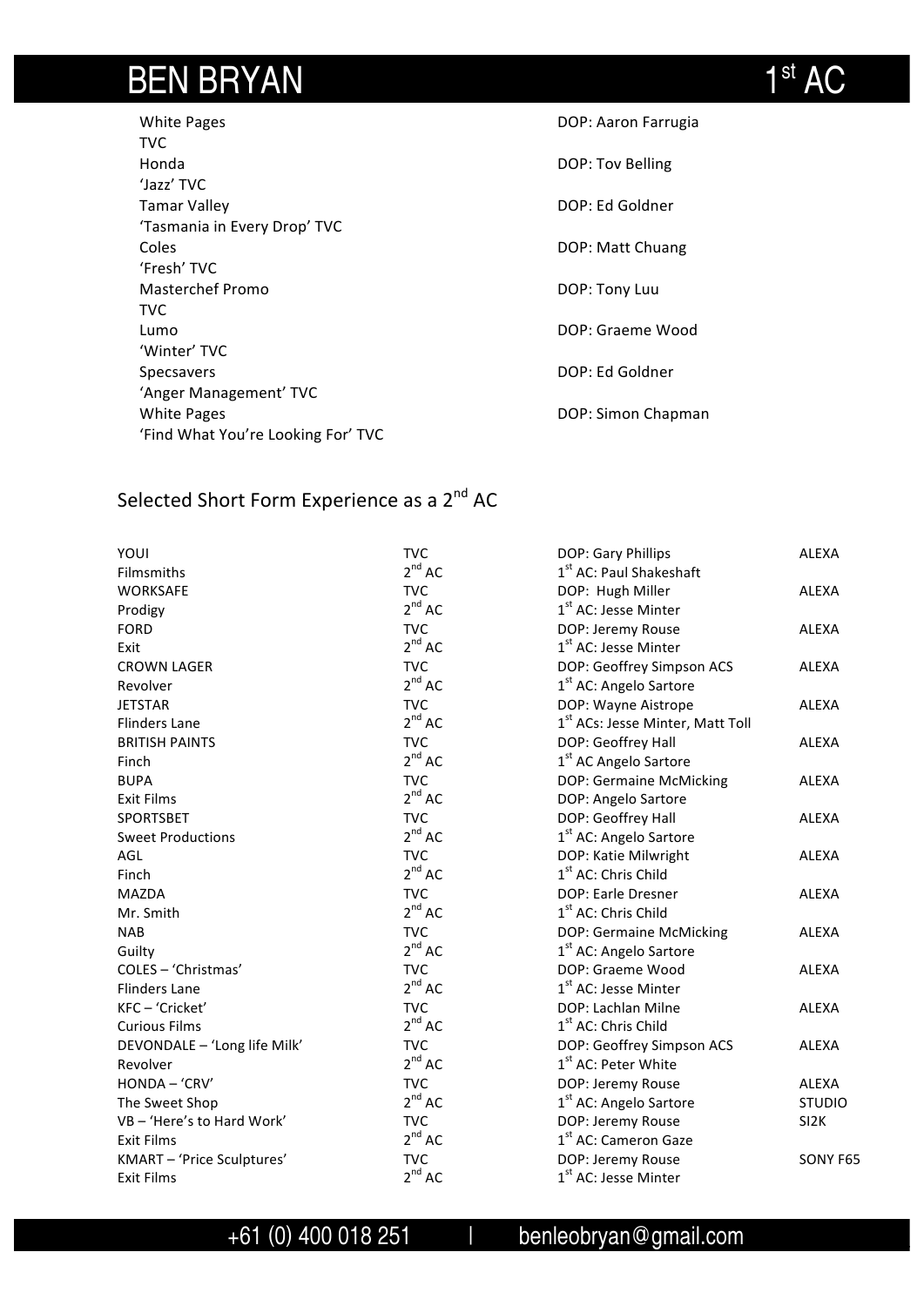# BEN BRYAN $1^{st}$ AC

| | |
|---|---|
| White Pages<br>TVC | DOP: Aaron Farrugia |
| Honda<br>'Jazz' TVC | DOP: Tov Belling |
| Tamar Valley<br>'Tasmania in Every Drop' TVC | DOP: Ed Goldner |
| Coles<br>'Fresh' TVC | DOP: Matt Chuang |
| Masterchef Promo<br>TVC | DOP: Tony Luu |
| Lumo<br>'Winter' TVC | DOP: Graeme Wood |
| Specsavers<br>'Anger Management' TVC | DOP: Ed Goldner |
| White Pages<br>'Find What You're Looking For' TVC | DOP: Simon Chapman |

## Selected Short Form Experience as a $2^{nd}$ AC

| | | | |
|---|---|---|---|
| YOUI<br>Filmsmiths | TVC<br>$2^{nd}$ AC | DOP: Gary Phillips<br>$1^{st}$ AC: Paul Shakeshaft | ALEXA |
| WORKSAFE<br>Prodigy | TVC<br>$2^{nd}$ AC | DOP: Hugh Miller<br>$1^{st}$ AC: Jesse Minter | ALEXA |
| FORD<br>Exit | TVC<br>$2^{nd}$ AC | DOP: Jeremy Rouse<br>$1^{st}$ AC: Jesse Minter | ALEXA |
| CROWN LAGER<br>Revolver | TVC<br>$2^{nd}$ AC | DOP: Geoffrey Simpson ACS<br>$1^{st}$ AC: Angelo Sartore | ALEXA |
| JETSTAR<br>Flinders Lane | TVC<br>$2^{nd}$ AC | DOP: Wayne Aistrope<br>$1^{st}$ ACs: Jesse Minter, Matt Toll | ALEXA |
| BRITISH PAINTS<br>Finch | TVC<br>$2^{nd}$ AC | DOP: Geoffrey Hall<br>$1^{st}$ AC Angelo Sartore | ALEXA |
| BUPA<br>Exit Films | TVC<br>$2^{nd}$ AC | DOP: Germaine McMicking<br>DOP: Angelo Sartore | ALEXA |
| SPORTSBET<br>Sweet Productions | TVC<br>$2^{nd}$ AC | DOP: Geoffrey Hall<br>$1^{st}$ AC: Angelo Sartore | ALEXA |
| AGL<br>Finch | TVC<br>$2^{nd}$ AC | DOP: Katie Milwright<br>$1^{st}$ AC: Chris Child | ALEXA |
| MAZDA<br>Mr. Smith | TVC<br>$2^{nd}$ AC | DOP: Earle Dresner<br>$1^{st}$ AC: Chris Child | ALEXA |
| NAB<br>Guilty | TVC<br>$2^{nd}$ AC | DOP: Germaine McMicking<br>$1^{st}$ AC: Angelo Sartore | ALEXA |
| COLES – 'Christmas'<br>Flinders Lane | TVC<br>$2^{nd}$ AC | DOP: Graeme Wood<br>$1^{st}$ AC: Jesse Minter | ALEXA |
| KFC – 'Cricket'<br>Curious Films | TVC<br>$2^{nd}$ AC | DOP: Lachlan Milne<br>$1^{st}$ AC: Chris Child | ALEXA |
| DEVONDALE – 'Long life Milk'<br>Revolver | TVC<br>$2^{nd}$ AC | DOP: Geoffrey Simpson ACS<br>$1^{st}$ AC: Peter White | ALEXA |
| HONDA – 'CRV'<br>The Sweet Shop | TVC<br>$2^{nd}$ AC | DOP: Jeremy Rouse<br>$1^{st}$ AC: Angelo Sartore | ALEXA<br>STUDIO |
| VB – 'Here's to Hard Work'<br>Exit Films | TVC<br>$2^{nd}$ AC | DOP: Jeremy Rouse<br>$1^{st}$ AC: Cameron Gaze | SI2K |
| KMART – 'Price Sculptures'<br>Exit Films | TVC<br>$2^{nd}$ AC | DOP: Jeremy Rouse<br>$1^{st}$ AC: Jesse Minter | SONY F65 |

+61 (0) 400 018 251 | benleobryan@gmail.com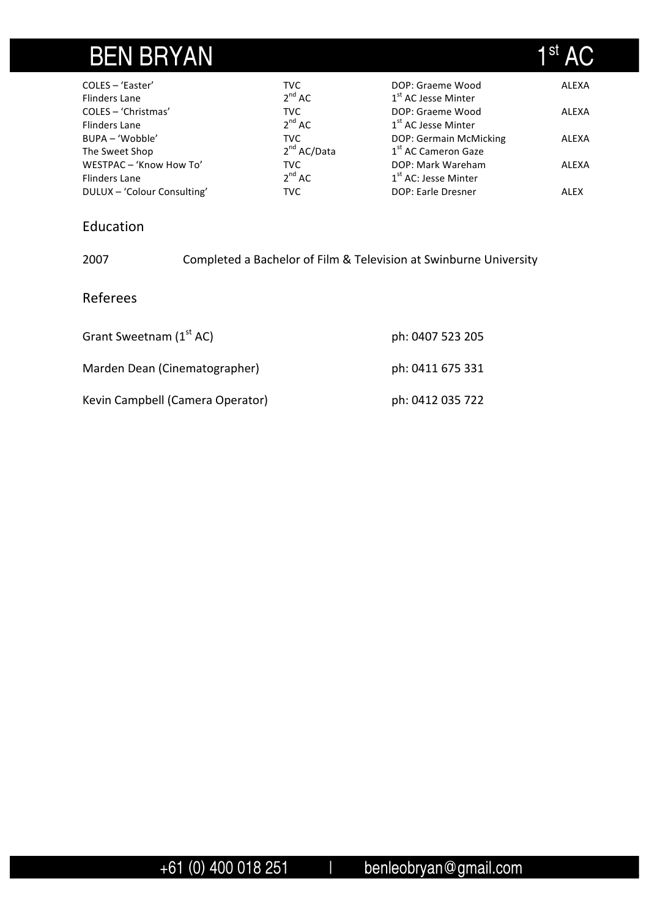# BEN BRYAN 1st AC

| | | | |
|---|---|---|---|
| COLES – 'Easter' | TVC | DOP: Graeme Wood | ALEXA |
| Flinders Lane | 2nd AC | 1st AC Jesse Minter | |
| COLES – 'Christmas' | TVC | DOP: Graeme Wood | ALEXA |
| Flinders Lane | 2nd AC | 1st AC Jesse Minter | |
| BUPA – 'Wobble' | TVC | DOP: Germain McMicking | ALEXA |
| The Sweet Shop | 2nd AC/Data | 1st AC Cameron Gaze | |
| WESTPAC – 'Know How To' | TVC | DOP: Mark Wareham | ALEXA |
| Flinders Lane | 2nd AC | 1st AC: Jesse Minter | |
| DULUX – 'Colour Consulting' | TVC | DOP: Earle Dresner | ALEX |

## Education

2007 Completed a Bachelor of Film & Television at Swinburne University

## Referees

| | |
|---|---|
| Grant Sweetnam (1st AC) | ph: 0407 523 205 |
| Marden Dean (Cinematographer) | ph: 0411 675 331 |
| Kevin Campbell (Camera Operator) | ph: 0412 035 722 |

+61 (0) 400 018 251 | benleobryan@gmail.com